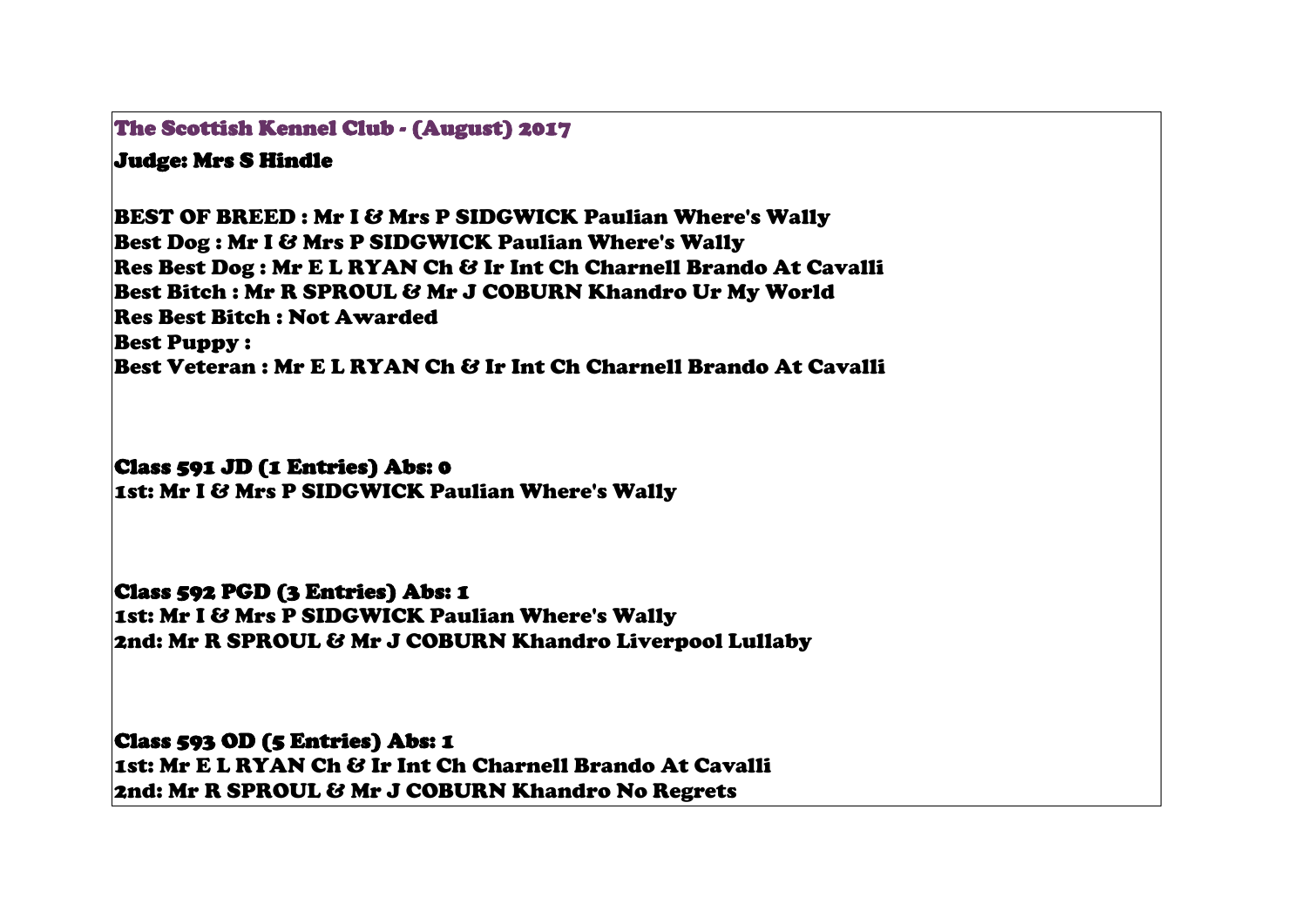## The Scottish Kennel Club - (August) 2017

**Judge: Mrs S Hindle**

**BEST OF BREED : Mr I & Mrs P SIDGWICK Paulian Where's Wally**
**Best Dog : Mr I & Mrs P SIDGWICK Paulian Where's Wally**
**Res Best Dog : Mr E L RYAN Ch & Ir Int Ch Charnell Brando At Cavalli**
**Best Bitch : Mr R SPROUL & Mr J COBURN Khandro Ur My World**
**Res Best Bitch : Not Awarded**
**Best Puppy :**
**Best Veteran : Mr E L RYAN Ch & Ir Int Ch Charnell Brando At Cavalli**

**Class 591 JD (1 Entries) Abs: 0**
**1st: Mr I & Mrs P SIDGWICK Paulian Where's Wally**

**Class 592 PGD (3 Entries) Abs: 1**
**1st: Mr I & Mrs P SIDGWICK Paulian Where's Wally**
**2nd: Mr R SPROUL & Mr J COBURN Khandro Liverpool Lullaby**

**Class 593 OD (5 Entries) Abs: 1**
**1st: Mr E L RYAN Ch & Ir Int Ch Charnell Brando At Cavalli**
**2nd: Mr R SPROUL & Mr J COBURN Khandro No Regrets**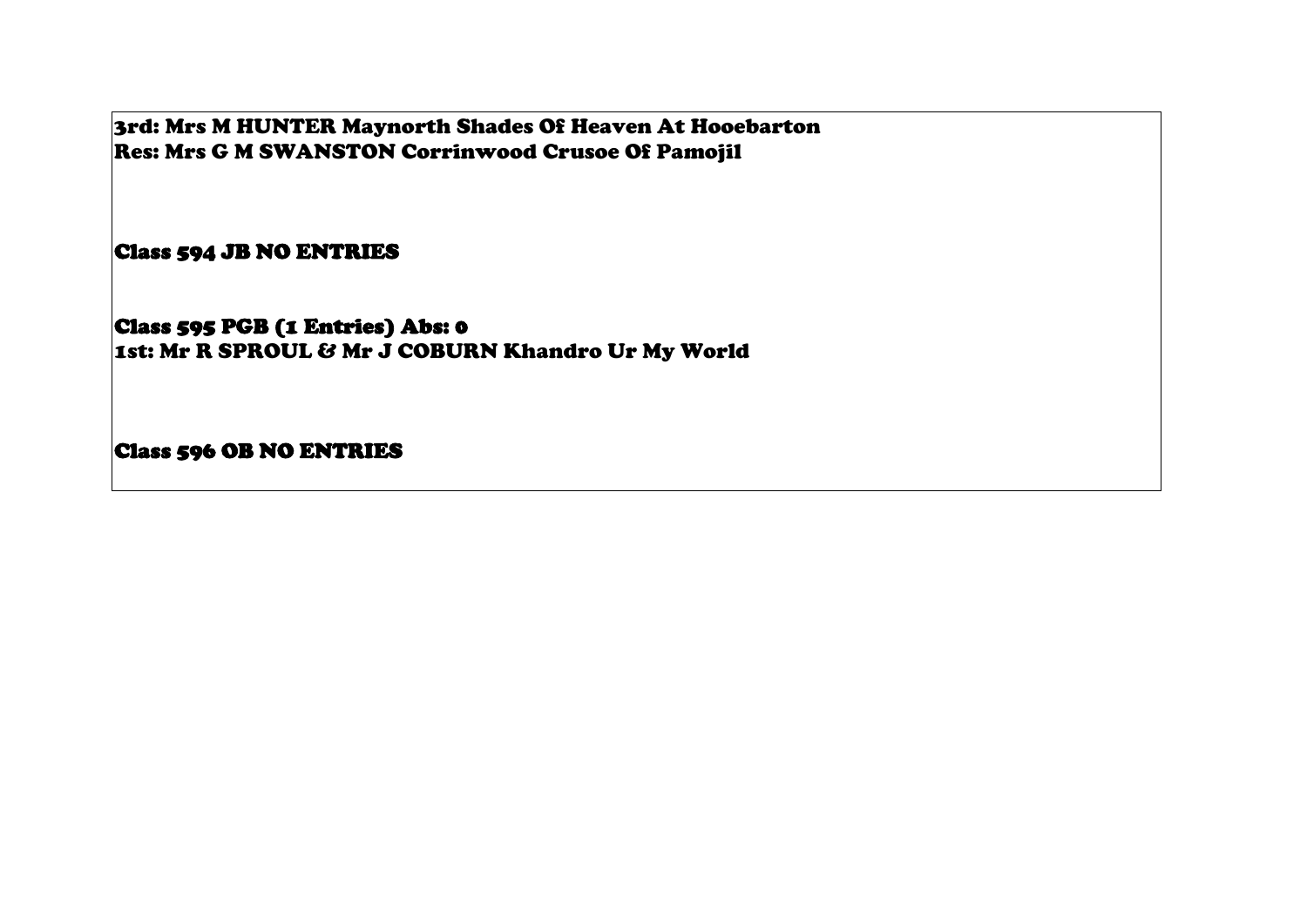3rd: Mrs M HUNTER Maynorth Shades Of Heaven At Hooebarton
Res: Mrs G M SWANSTON Corrinwood Crusoe Of Pamojil

Class 594 JB NO ENTRIES

Class 595 PGB (1 Entries) Abs: 0
1st: Mr R SPROUL & Mr J COBURN Khandro Ur My World

Class 596 OB NO ENTRIES